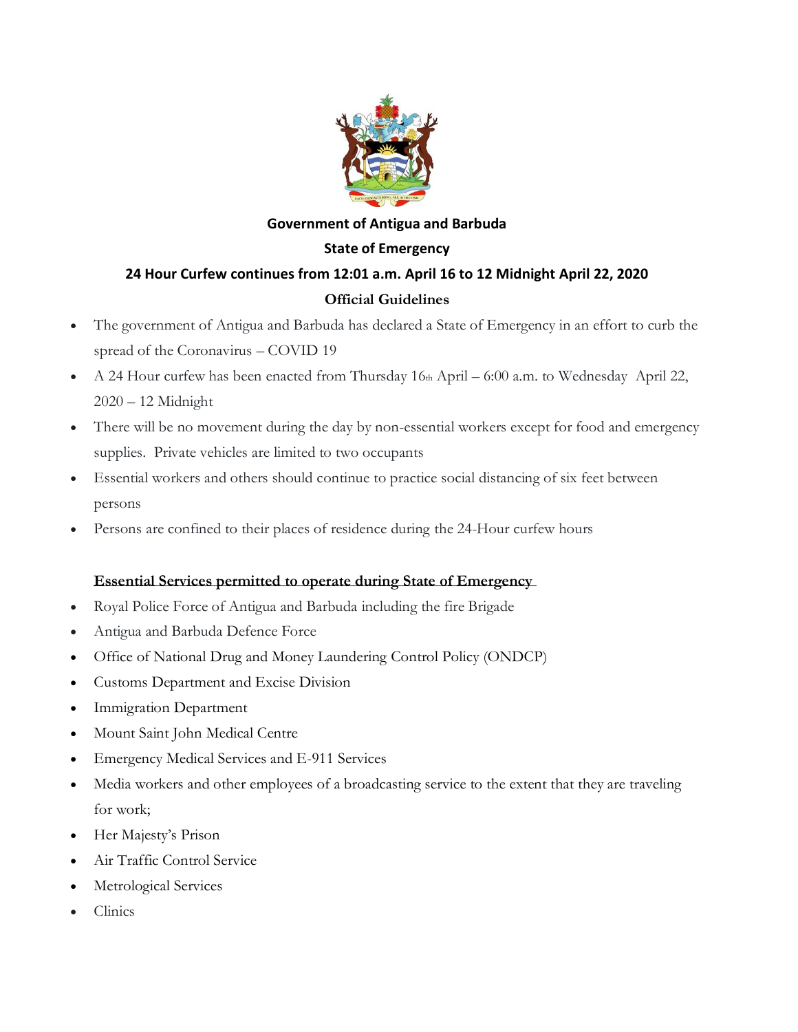# Government of Antigua and Barbuda

## State of Emergency

## 24 Hour Curfew continues from 12:01 a.m. April 16 to 12 Midnight April 22, 2020

## Official Guidelines

- The government of Antigua and Barbuda has declared a State of Emergency in an effort to curb the spread of the Coronavirus – COVID 19
- A 24 Hour curfew has been enacted from Thursday 16th April – 6:00 a.m. to Wednesday April 22, 2020 – 12 Midnight
- There will be no movement during the day by non-essential workers except for food and emergency supplies. Private vehicles are limited to two occupants
- Essential workers and others should continue to practice social distancing of six feet between persons
- Persons are confined to their places of residence during the 24-Hour curfew hours

**<u>Essential Services permitted to operate during State of Emergency</u>**

- Royal Police Force of Antigua and Barbuda including the fire Brigade
- Antigua and Barbuda Defence Force
- Office of National Drug and Money Laundering Control Policy (ONDCP)
- Customs Department and Excise Division
- Immigration Department
- Mount Saint John Medical Centre
- Emergency Medical Services and E-911 Services
- Media workers and other employees of a broadcasting service to the extent that they are traveling for work;
- Her Majesty's Prison
- Air Traffic Control Service
- Metrological Services
- Clinics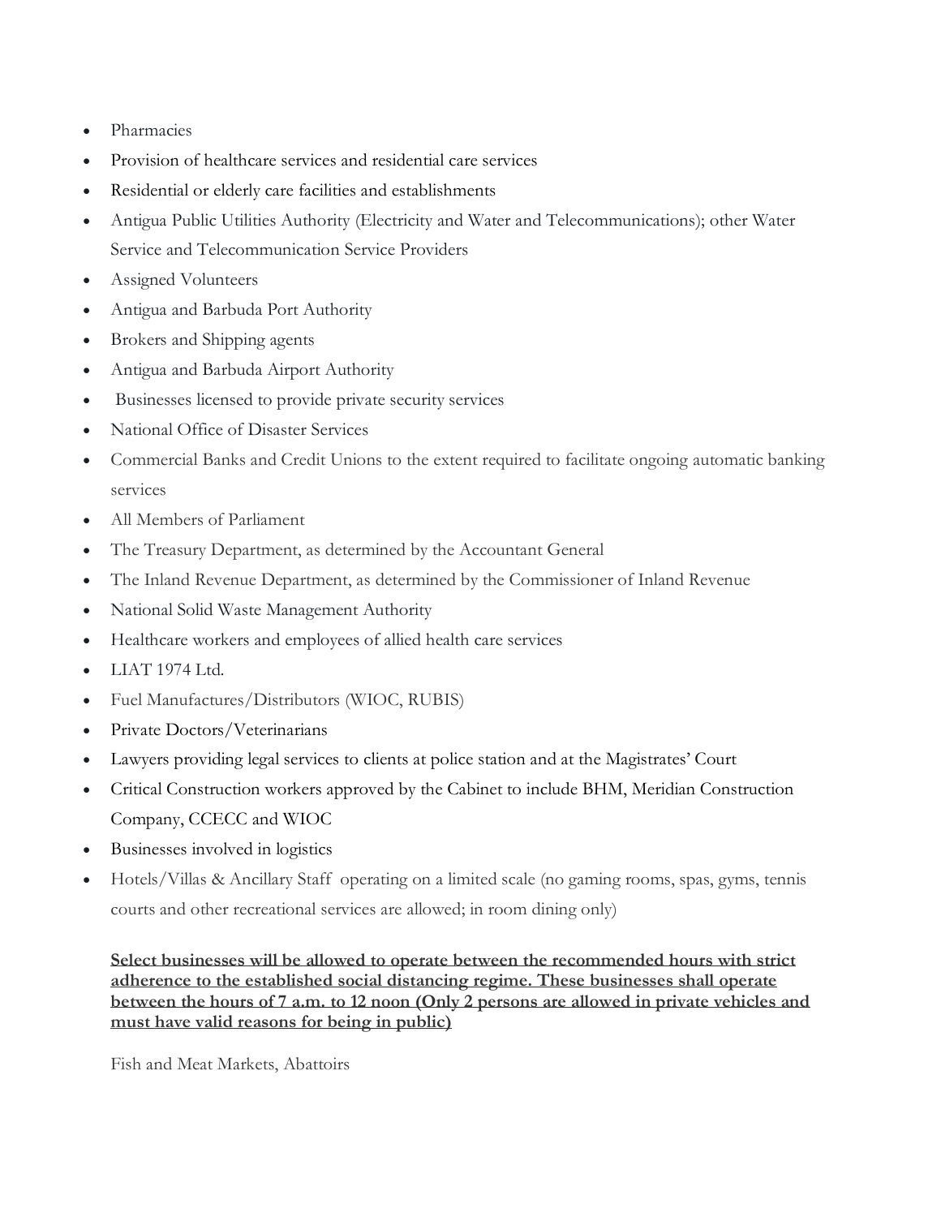- Pharmacies
- Provision of healthcare services and residential care services
- Residential or elderly care facilities and establishments
- Antigua Public Utilities Authority (Electricity and Water and Telecommunications); other Water Service and Telecommunication Service Providers
- Assigned Volunteers
- Antigua and Barbuda Port Authority
- Brokers and Shipping agents
- Antigua and Barbuda Airport Authority
- Businesses licensed to provide private security services
- National Office of Disaster Services
- Commercial Banks and Credit Unions to the extent required to facilitate ongoing automatic banking services
- All Members of Parliament
- The Treasury Department, as determined by the Accountant General
- The Inland Revenue Department, as determined by the Commissioner of Inland Revenue
- National Solid Waste Management Authority
- Healthcare workers and employees of allied health care services
- LIAT 1974 Ltd.
- Fuel Manufactures/Distributors (WIOC, RUBIS)
- Private Doctors/Veterinarians
- Lawyers providing legal services to clients at police station and at the Magistrates' Court
- Critical Construction workers approved by the Cabinet to include BHM, Meridian Construction Company, CCECC and WIOC
- Businesses involved in logistics
- Hotels/Villas & Ancillary Staff operating on a limited scale (no gaming rooms, spas, gyms, tennis courts and other recreational services are allowed; in room dining only)

**Select businesses will be allowed to operate between the recommended hours with strict adherence to the established social distancing regime. These businesses shall operate between the hours of 7 a.m. to 12 noon (Only 2 persons are allowed in private vehicles and must have valid reasons for being in public)**

Fish and Meat Markets, Abattoirs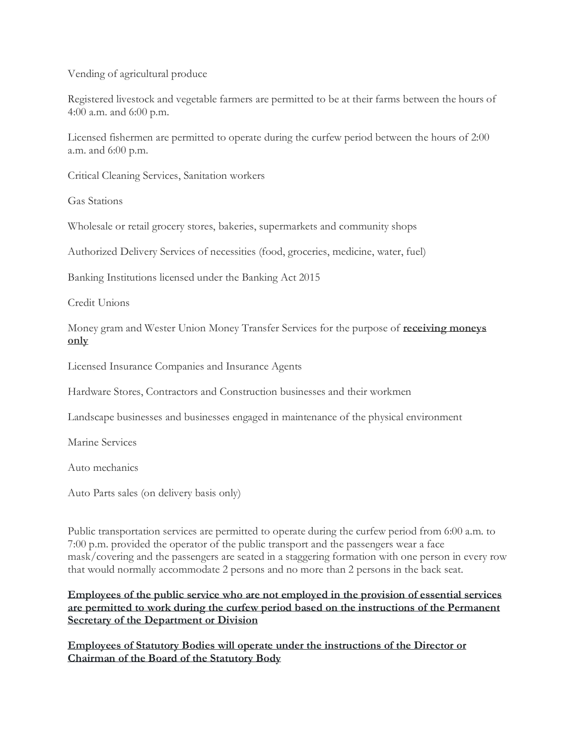Vending of agricultural produce

Registered livestock and vegetable farmers are permitted to be at their farms between the hours of 4:00 a.m. and 6:00 p.m.

Licensed fishermen are permitted to operate during the curfew period between the hours of 2:00 a.m. and 6:00 p.m.

Critical Cleaning Services, Sanitation workers

Gas Stations

Wholesale or retail grocery stores, bakeries, supermarkets and community shops

Authorized Delivery Services of necessities (food, groceries, medicine, water, fuel)

Banking Institutions licensed under the Banking Act 2015

Credit Unions

Money gram and Wester Union Money Transfer Services for the purpose of <u>**receiving moneys only**</u>

Licensed Insurance Companies and Insurance Agents

Hardware Stores, Contractors and Construction businesses and their workmen

Landscape businesses and businesses engaged in maintenance of the physical environment

Marine Services

Auto mechanics

Auto Parts sales (on delivery basis only)

Public transportation services are permitted to operate during the curfew period from 6:00 a.m. to 7:00 p.m. provided the operator of the public transport and the passengers wear a face mask/covering and the passengers are seated in a staggering formation with one person in every row that would normally accommodate 2 persons and no more than 2 persons in the back seat.

<u>**Employees of the public service who are not employed in the provision of essential services are permitted to work during the curfew period based on the instructions of the Permanent Secretary of the Department or Division**</u>

<u>**Employees of Statutory Bodies will operate under the instructions of the Director or Chairman of the Board of the Statutory Body**</u>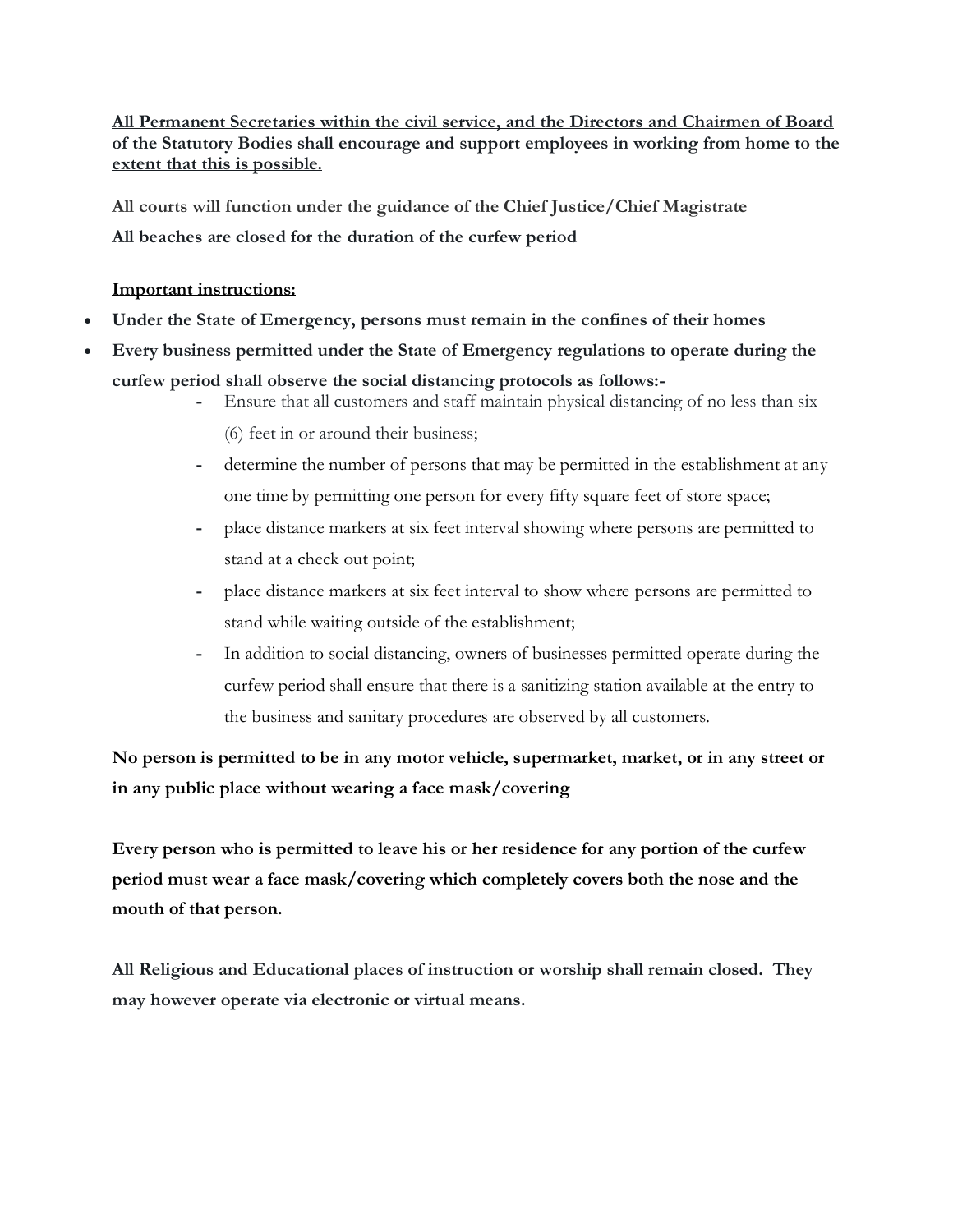**<u>All Permanent Secretaries within the civil service, and the Directors and Chairmen of Board of the Statutory Bodies shall encourage and support employees in working from home to the extent that this is possible.</u>**

**All courts will function under the guidance of the Chief Justice/Chief Magistrate**

**All beaches are closed for the duration of the curfew period**

**<u>Important instructions:</u>**

- **Under the State of Emergency, persons must remain in the confines of their homes**
- **Every business permitted under the State of Emergency regulations to operate during the curfew period shall observe the social distancing protocols as follows:-**
  - Ensure that all customers and staff maintain physical distancing of no less than six (6) feet in or around their business;
  - determine the number of persons that may be permitted in the establishment at any one time by permitting one person for every fifty square feet of store space;
  - place distance markers at six feet interval showing where persons are permitted to stand at a check out point;
  - place distance markers at six feet interval to show where persons are permitted to stand while waiting outside of the establishment;
  - In addition to social distancing, owners of businesses permitted operate during the curfew period shall ensure that there is a sanitizing station available at the entry to the business and sanitary procedures are observed by all customers.

**No person is permitted to be in any motor vehicle, supermarket, market, or in any street or in any public place without wearing a face mask/covering**

**Every person who is permitted to leave his or her residence for any portion of the curfew period must wear a face mask/covering which completely covers both the nose and the mouth of that person.**

**All Religious and Educational places of instruction or worship shall remain closed. They may however operate via electronic or virtual means.**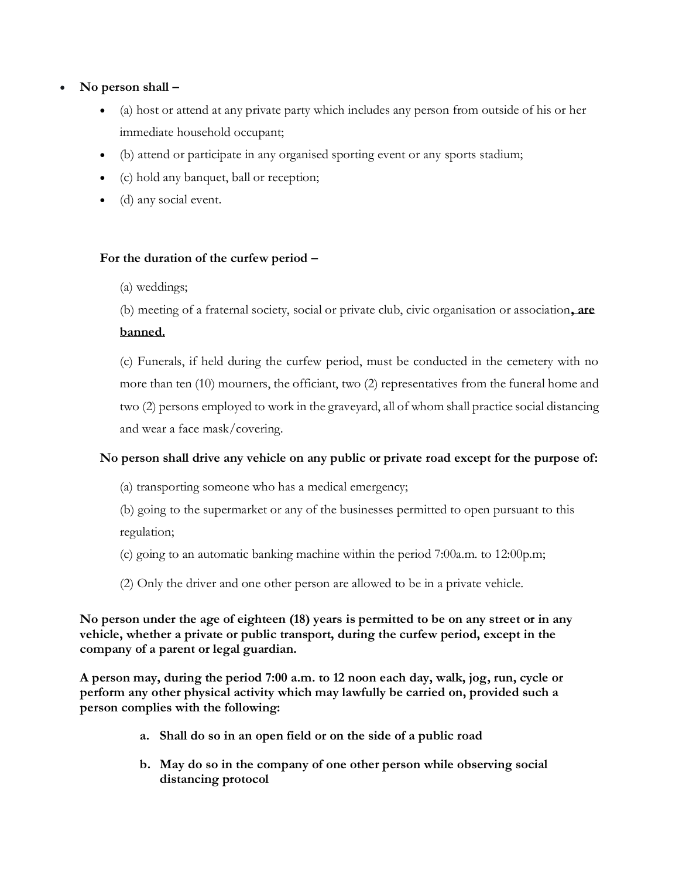- **No person shall –**
  - (a) host or attend at any private party which includes any person from outside of his or her immediate household occupant;
  - (b) attend or participate in any organised sporting event or any sports stadium;
  - (c) hold any banquet, ball or reception;
  - (d) any social event.

**For the duration of the curfew period –**

(a) weddings;

(b) meeting of a fraternal society, social or private club, civic organisation or association<u>**, are banned.**</u>

(c) Funerals, if held during the curfew period, must be conducted in the cemetery with no more than ten (10) mourners, the officiant, two (2) representatives from the funeral home and two (2) persons employed to work in the graveyard, all of whom shall practice social distancing and wear a face mask/covering.

**No person shall drive any vehicle on any public or private road except for the purpose of:**

(a) transporting someone who has a medical emergency;

(b) going to the supermarket or any of the businesses permitted to open pursuant to this regulation;

(c) going to an automatic banking machine within the period 7:00a.m. to 12:00p.m;

(2) Only the driver and one other person are allowed to be in a private vehicle.

**No person under the age of eighteen (18) years is permitted to be on any street or in any vehicle, whether a private or public transport, during the curfew period, except in the company of a parent or legal guardian.**

**A person may, during the period 7:00 a.m. to 12 noon each day, walk, jog, run, cycle or perform any other physical activity which may lawfully be carried on, provided such a person complies with the following:**

a. **Shall do so in an open field or on the side of a public road**
b. **May do so in the company of one other person while observing social distancing protocol**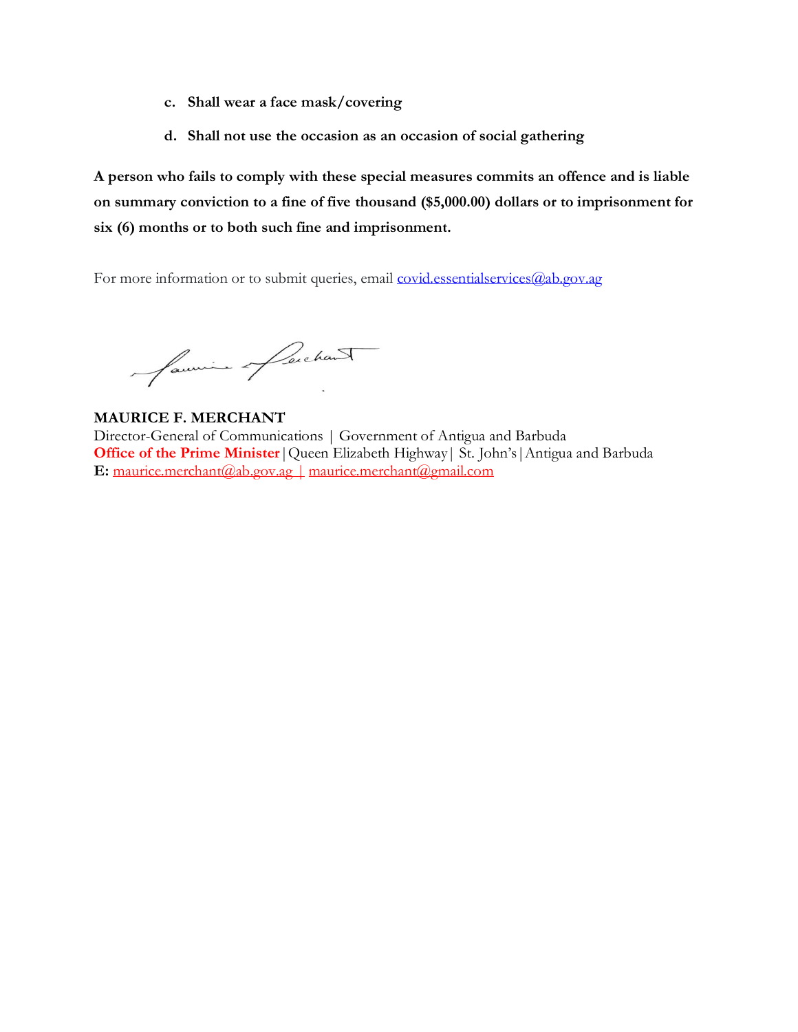c. **Shall wear a face mask/covering**

d. **Shall not use the occasion as an occasion of social gathering**

**A person who fails to comply with these special measures commits an offence and is liable on summary conviction to a fine of five thousand ($5,000.00) dollars or to imprisonment for six (6) months or to both such fine and imprisonment.**

For more information or to submit queries, email covid.essentialservices@ab.gov.ag

**MAURICE F. MERCHANT**
Director-General of Communications | Government of Antigua and Barbuda
**Office of the Prime Minister**|Queen Elizabeth Highway| St. John's|Antigua and Barbuda
**E:** maurice.merchant@ab.gov.ag | maurice.merchant@gmail.com